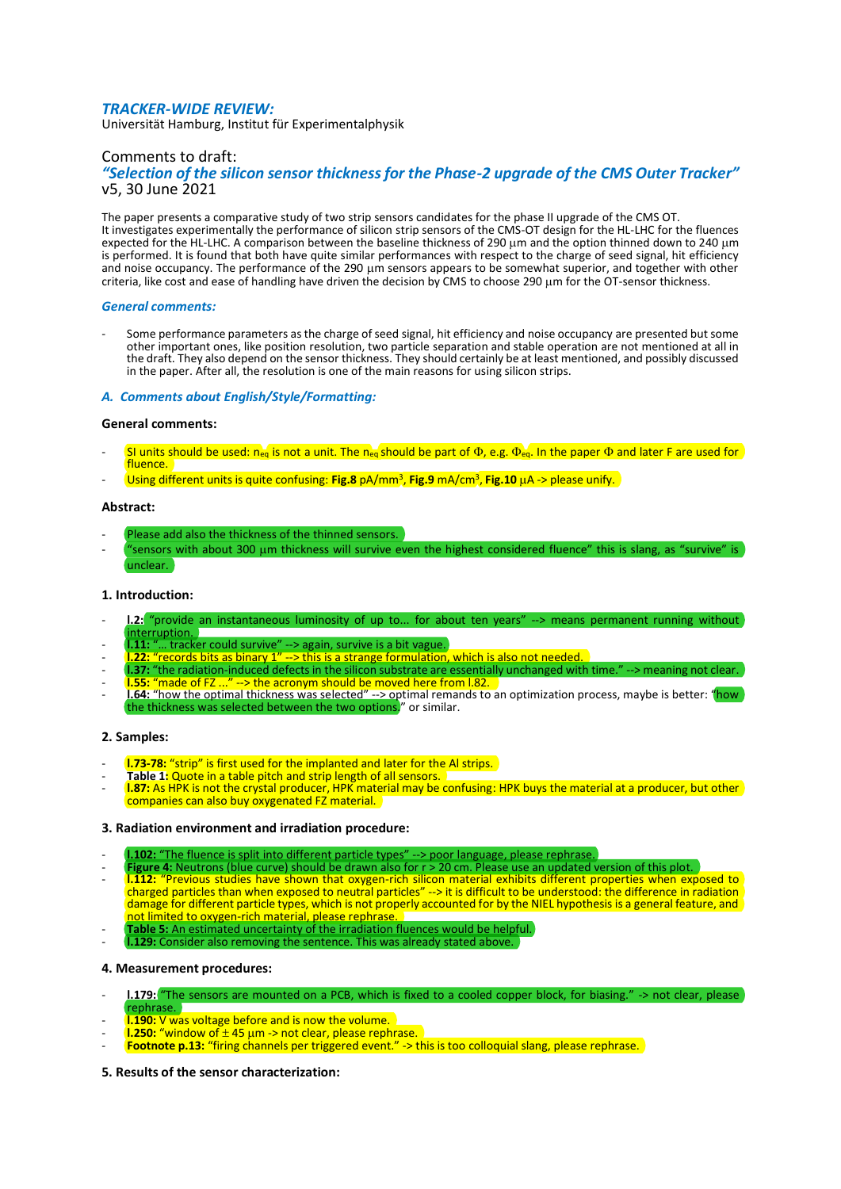## *TRACKER-WIDE REVIEW:*

Universität Hamburg, Institut für Experimentalphysik

### Comments to draft:

### *"Selection of the silicon sensor thickness for the Phase-2 upgrade of the CMS Outer Tracker"*

v5, 30 June 2021

The paper presents a comparative study of two strip sensors candidates for the phase II upgrade of the CMS OT. It investigates experimentally the performance of silicon strip sensors of the CMS-OT design for the HL-LHC for the fluences expected for the HL-LHC. A comparison between the baseline thickness of 290 μm and the option thinned down to 240 μm is performed. It is found that both have quite similar performances with respect to the charge of seed signal, hit efficiency and noise occupancy. The performance of the 290 μm sensors appears to be somewhat superior, and together with other criteria, like cost and ease of handling have driven the decision by CMS to choose 290 μm for the OT-sensor thickness.

#### *General comments:*

- Some performance parameters as the charge of seed signal, hit efficiency and noise occupancy are presented but some other important ones, like position resolution, two particle separation and stable operation are not mentioned at all in the draft. They also depend on the sensor thickness. They should certainly be at least mentioned, and possibly discussed in the paper. After all, the resolution is one of the main reasons for using silicon strips.

#### *A. Comments about English/Style/Formatting:*

**General comments:**

- SI units should be used: $n_{eq}$ is not a unit. The $n_{eq}$ should be part of Φ, e.g. $\Phi_{eq}$. In the paper Φ and later F are used for fluence.
- Using different units is quite confusing: **Fig.8** pA/mm$^3$, **Fig.9** mA/cm$^3$, **Fig.10** μA -> please unify.

**Abstract:**

- Please add also the thickness of the thinned sensors.
- "sensors with about 300 μm thickness will survive even the highest considered fluence" this is slang, as "survive" is unclear.

**1. Introduction:**

- **l.2:** "provide an instantaneous luminosity of up to... for about ten years" --> means permanent running without interruption.
- **l.11:** "... tracker could survive" --> again, survive is a bit vague.
- **l.22:** "records bits as binary 1" --> this is a strange formulation, which is also not needed.
- **l.37:** "the radiation-induced defects in the silicon substrate are essentially unchanged with time." --> meaning not clear.
- **l.55:** "made of FZ ..." --> the acronym should be moved here from l.82.
- **l.64:** "how the optimal thickness was selected" --> optimal remands to an optimization process, maybe is better: "how the thickness was selected between the two options." or similar.

**2. Samples:**

- **l.73-78:** "strip" is first used for the implanted and later for the Al strips.
- **Table 1:** Quote in a table pitch and strip length of all sensors.
- **l.87:** As HPK is not the crystal producer, HPK material may be confusing: HPK buys the material at a producer, but other companies can also buy oxygenated FZ material.

**3. Radiation environment and irradiation procedure:**

- **l.102:** "The fluence is split into different particle types" --> poor language, please rephrase.
- **Figure 4:** Neutrons (blue curve) should be drawn also for r > 20 cm. Please use an updated version of this plot.
- **l.112:** "Previous studies have shown that oxygen-rich silicon material exhibits different properties when exposed to charged particles than when exposed to neutral particles" --> it is difficult to be understood: the difference in radiation damage for different particle types, which is not properly accounted for by the NIEL hypothesis is a general feature, and not limited to oxygen-rich material, please rephrase.
- **Table 5:** An estimated uncertainty of the irradiation fluences would be helpful.
- **l.129:** Consider also removing the sentence. This was already stated above.

**4. Measurement procedures:**

- **l.179:** "The sensors are mounted on a PCB, which is fixed to a cooled copper block, for biasing." -> not clear, please rephrase.
- **l.190:** V was voltage before and is now the volume.
- **l.250:** "window of ± 45 μm -> not clear, please rephrase.
- **Footnote p.13:** "firing channels per triggered event." -> this is too colloquial slang, please rephrase.

**5. Results of the sensor characterization:**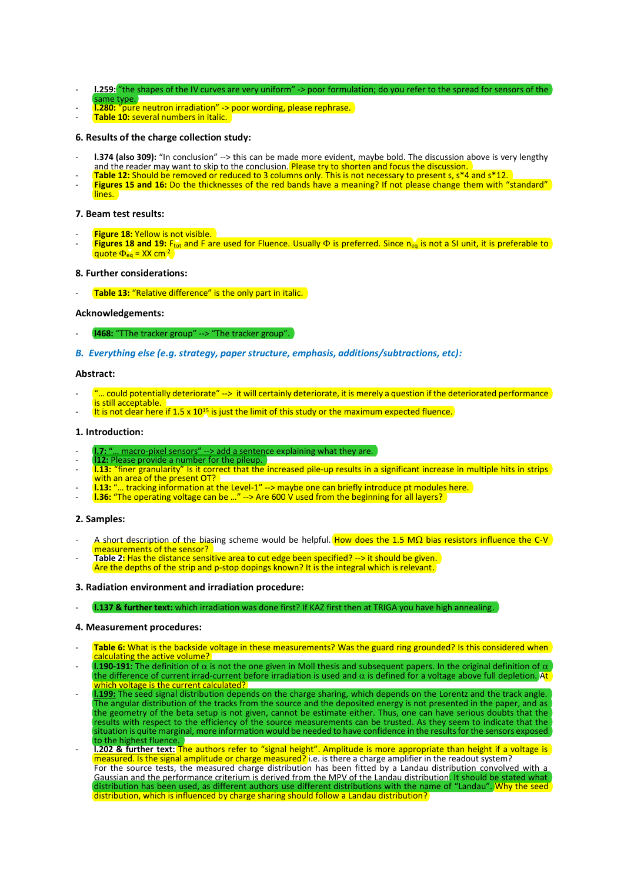- **l.259:** "the shapes of the IV curves are very uniform" -> poor formulation; do you refer to the spread for sensors of the same type.
- **l.280:** "pure neutron irradiation" -> poor wording, please rephrase.
- **Table 10:** several numbers in italic.

### 6. Results of the charge collection study:

- **l.374 (also 309):** "In conclusion" --> this can be made more evident, maybe bold. The discussion above is very lengthy and the reader may want to skip to the conclusion. Please try to shorten and focus the discussion.
- **Table 12:** Should be removed or reduced to 3 columns only. This is not necessary to present s, s*4 and s*12.
- **Figures 15 and 16:** Do the thicknesses of the red bands have a meaning? If not please change them with "standard" lines.

### 7. Beam test results:

- **Figure 18:** Yellow is not visible.
- **Figures 18 and 19:** $F_{tot}$ and F are used for Fluence. Usually $\Phi$ is preferred. Since $n_{eq}$ is not a SI unit, it is preferable to quote $\Phi_{eq}$ = XX $cm^{-2}$

### 8. Further considerations:

- **Table 13:** "Relative difference" is the only part in italic.

### Acknowledgements:

- **l468:** "TThe tracker group" --> "The tracker group".

## *B. Everything else (e.g. strategy, paper structure, emphasis, additions/subtractions, etc):*

### Abstract:

- "… could potentially deteriorate" --> it will certainly deteriorate, it is merely a question if the deteriorated performance is still acceptable.
- It is not clear here if 1.5 x $10^{15}$ is just the limit of this study or the maximum expected fluence.

### 1. Introduction:

- **l.7:** "… macro-pixel sensors" --> add a sentence explaining what they are.
- **l12:** Please provide a number for the pileup.
- **l.13:** "finer granularity" Is it correct that the increased pile-up results in a significant increase in multiple hits in strips with an area of the present OT?
- **l.13:** "… tracking information at the Level-1" --> maybe one can briefly introduce pt modules here.
- **l.36:** "The operating voltage can be …" --> Are 600 V used from the beginning for all layers?

### 2. Samples:

- A short description of the biasing scheme would be helpful. How does the 1.5 MΩ bias resistors influence the C-V measurements of the sensor?
- **Table 2:** Has the distance sensitive area to cut edge been specified? --> it should be given. Are the depths of the strip and p-stop dopings known? It is the integral which is relevant.

### 3. Radiation environment and irradiation procedure:

- **l.137 & further text:** which irradiation was done first? If KAZ first then at TRIGA you have high annealing.

### 4. Measurement procedures:

- **Table 6:** What is the backside voltage in these measurements? Was the guard ring grounded? Is this considered when calculating the active volume?
- **l.190-191:** The definition of $\alpha$ is not the one given in Moll thesis and subsequent papers. In the original definition of $\alpha$ the difference of current irrad-current before irradiation is used and $\alpha$ is defined for a voltage above full depletion. At which voltage is the current calculated?
- **l.199:** The seed signal distribution depends on the charge sharing, which depends on the Lorentz and the track angle. The angular distribution of the tracks from the source and the deposited energy is not presented in the paper, and as the geometry of the beta setup is not given, cannot be estimate either. Thus, one can have serious doubts that the results with respect to the efficiency of the source measurements can be trusted. As they seem to indicate that the situation is quite marginal, more information would be needed to have confidence in the results for the sensors exposed to the highest fluence.
- **l.202 & further text:** The authors refer to "signal height". Amplitude is more appropriate than height if a voltage is measured. Is the signal amplitude or charge measured? i.e. is there a charge amplifier in the readout system? For the source tests, the measured charge distribution has been fitted by a Landau distribution convolved with a Gaussian and the performance criterium is derived from the MPV of the Landau distribution. It should be stated what distribution has been used, as different authors use different distributions with the name of "Landau". Why the seed distribution, which is influenced by charge sharing should follow a Landau distribution?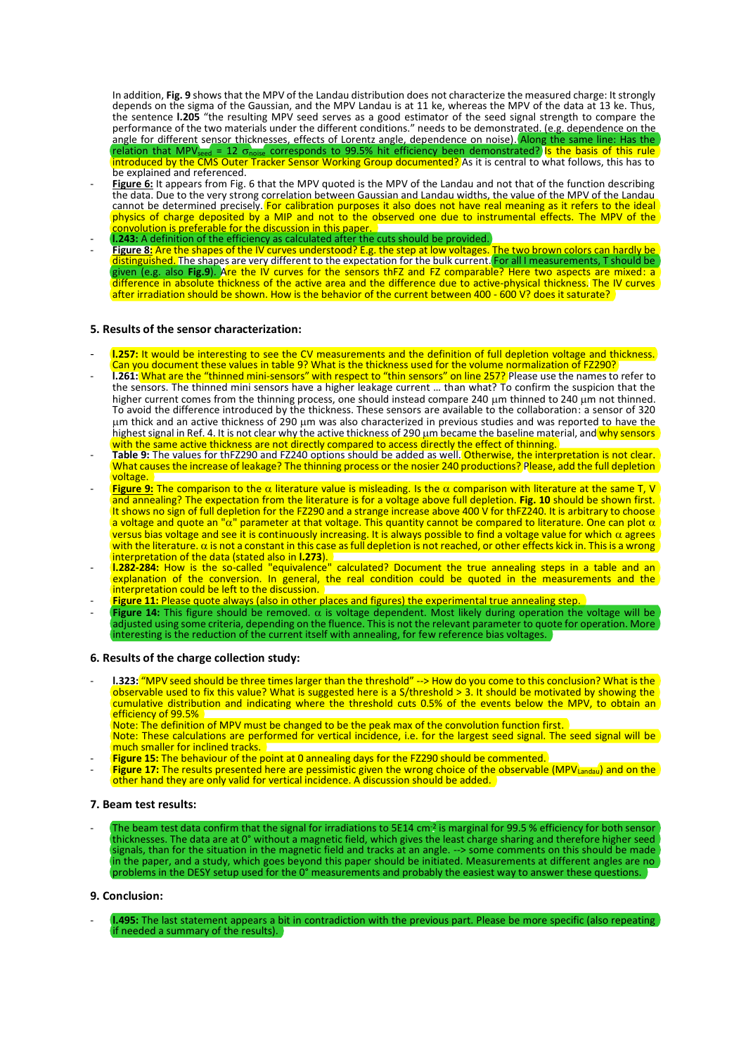In addition, **Fig. 9** shows that the MPV of the Landau distribution does not characterize the measured charge: It strongly depends on the sigma of the Gaussian, and the MPV Landau is at 11 ke, whereas the MPV of the data at 13 ke. Thus, the sentence **l.205** "the resulting MPV seed serves as a good estimator of the seed signal strength to compare the performance of the two materials under the different conditions." needs to be demonstrated. (e.g. dependence on the angle for different sensor thicknesses, effects of Lorentz angle, dependence on noise). Along the same line: Has the relation that $MPV_{seed} = 12\ \sigma_{noise}$ corresponds to 99.5% hit efficiency been demonstrated? Is the basis of this rule introduced by the CMS Outer Tracker Sensor Working Group documented? As it is central to what follows, this has to be explained and referenced.

- **Figure 6:** It appears from Fig. 6 that the MPV quoted is the MPV of the Landau and not that of the function describing the data. Due to the very strong correlation between Gaussian and Landau widths, the value of the MPV of the Landau cannot be determined precisely. For calibration purposes it also does not have real meaning as it refers to the ideal physics of charge deposited by a MIP and not to the observed one due to instrumental effects. The MPV of the convolution is preferable for the discussion in this paper.
- **l.243:** A definition of the efficiency as calculated after the cuts should be provided.
- **Figure 8:** Are the shapes of the IV curves understood? E.g. the step at low voltages. The two brown colors can hardly be distinguished. The shapes are very different to the expectation for the bulk current. For all I measurements, T should be given (e.g. also **Fig.9**). Are the IV curves for the sensors thFZ and FZ comparable? Here two aspects are mixed: a difference in absolute thickness of the active area and the difference due to active-physical thickness. The IV curves after irradiation should be shown. How is the behavior of the current between 400 - 600 V? does it saturate?

## 5. Results of the sensor characterization:

- **l.257:** It would be interesting to see the CV measurements and the definition of full depletion voltage and thickness. Can you document these values in table 9? What is the thickness used for the volume normalization of FZ290?
- **l.261:** What are the "thinned mini-sensors" with respect to "thin sensors" on line 257? Please use the names to refer to the sensors. The thinned mini sensors have a higher leakage current … than what? To confirm the suspicion that the higher current comes from the thinning process, one should instead compare 240 µm thinned to 240 µm not thinned. To avoid the difference introduced by the thickness. These sensors are available to the collaboration: a sensor of 320 µm thick and an active thickness of 290 µm was also characterized in previous studies and was reported to have the highest signal in Ref. 4. It is not clear why the active thickness of 290 µm became the baseline material, and why sensors with the same active thickness are not directly compared to access directly the effect of thinning.
- **Table 9:** The values for thFZ290 and FZ240 options should be added as well. Otherwise, the interpretation is not clear. What causes the increase of leakage? The thinning process or the nosier 240 productions? Please, add the full depletion voltage.
- **Figure 9:** The comparison to the $\alpha$ literature value is misleading. Is the $\alpha$ comparison with literature at the same T, V and annealing? The expectation from the literature is for a voltage above full depletion. **Fig. 10** should be shown first. It shows no sign of full depletion for the FZ290 and a strange increase above 400 V for thFZ240. It is arbitrary to choose a voltage and quote an "$\alpha$" parameter at that voltage. This quantity cannot be compared to literature. One can plot $\alpha$ versus bias voltage and see it is continuously increasing. It is always possible to find a voltage value for which $\alpha$ agrees with the literature. $\alpha$ is not a constant in this case as full depletion is not reached, or other effects kick in. This is a wrong interpretation of the data (stated also in **l.273**).
- **l.282-284:** How is the so-called "equivalence" calculated? Document the true annealing steps in a table and an explanation of the conversion. In general, the real condition could be quoted in the measurements and the interpretation could be left to the discussion.
- **Figure 11:** Please quote always (also in other places and figures) the experimental true annealing step.
- **Figure 14:** This figure should be removed. $\alpha$ is voltage dependent. Most likely during operation the voltage will be adjusted using some criteria, depending on the fluence. This is not the relevant parameter to quote for operation. More interesting is the reduction of the current itself with annealing, for few reference bias voltages.

## 6. Results of the charge collection study:

- **l.323:** "MPV seed should be three times larger than the threshold" --> How do you come to this conclusion? What is the observable used to fix this value? What is suggested here is a S/threshold > 3. It should be motivated by showing the cumulative distribution and indicating where the threshold cuts 0.5% of the events below the MPV, to obtain an efficiency of 99.5%
  Note: The definition of MPV must be changed to be the peak max of the convolution function first.
  Note: These calculations are performed for vertical incidence, i.e. for the largest seed signal. The seed signal will be much smaller for inclined tracks.
- **Figure 15:** The behaviour of the point at 0 annealing days for the FZ290 should be commented.
- **Figure 17:** The results presented here are pessimistic given the wrong choice of the observable ($MPV_{Landau}$) and on the other hand they are only valid for vertical incidence. A discussion should be added.

## 7. Beam test results:

- The beam test data confirm that the signal for irradiations to 5E14 cm$^{-2}$ is marginal for 99.5 % efficiency for both sensor thicknesses. The data are at 0° without a magnetic field, which gives the least charge sharing and therefore higher seed signals, than for the situation in the magnetic field and tracks at an angle. --> some comments on this should be made in the paper, and a study, which goes beyond this paper should be initiated. Measurements at different angles are no problems in the DESY setup used for the 0° measurements and probably the easiest way to answer these questions.

## 9. Conclusion:

- **l.495:** The last statement appears a bit in contradiction with the previous part. Please be more specific (also repeating if needed a summary of the results).